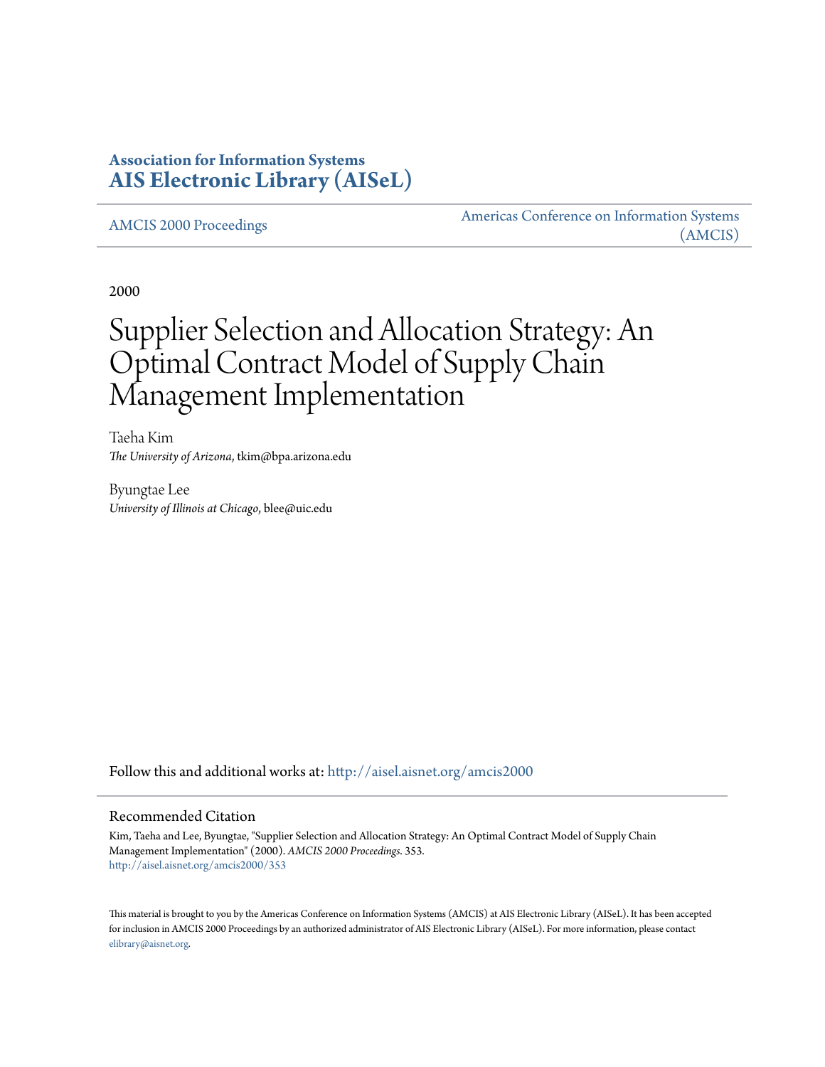**Association for Information Systems**
**AIS Electronic Library (AISeL)**

AMCIS 2000 Proceedings

Americas Conference on Information Systems (AMCIS)

2000

# Supplier Selection and Allocation Strategy: An Optimal Contract Model of Supply Chain Management Implementation

Taeha Kim
*The University of Arizona*, tkim@bpa.arizona.edu

Byungtae Lee
*University of Illinois at Chicago*, blee@uic.edu

Follow this and additional works at: http://aisel.aisnet.org/amcis2000

## Recommended Citation

Kim, Taeha and Lee, Byungtae, "Supplier Selection and Allocation Strategy: An Optimal Contract Model of Supply Chain Management Implementation" (2000). *AMCIS 2000 Proceedings*. 353.
http://aisel.aisnet.org/amcis2000/353

This material is brought to you by the Americas Conference on Information Systems (AMCIS) at AIS Electronic Library (AISeL). It has been accepted for inclusion in AMCIS 2000 Proceedings by an authorized administrator of AIS Electronic Library (AISeL). For more information, please contact elibrary@aisnet.org.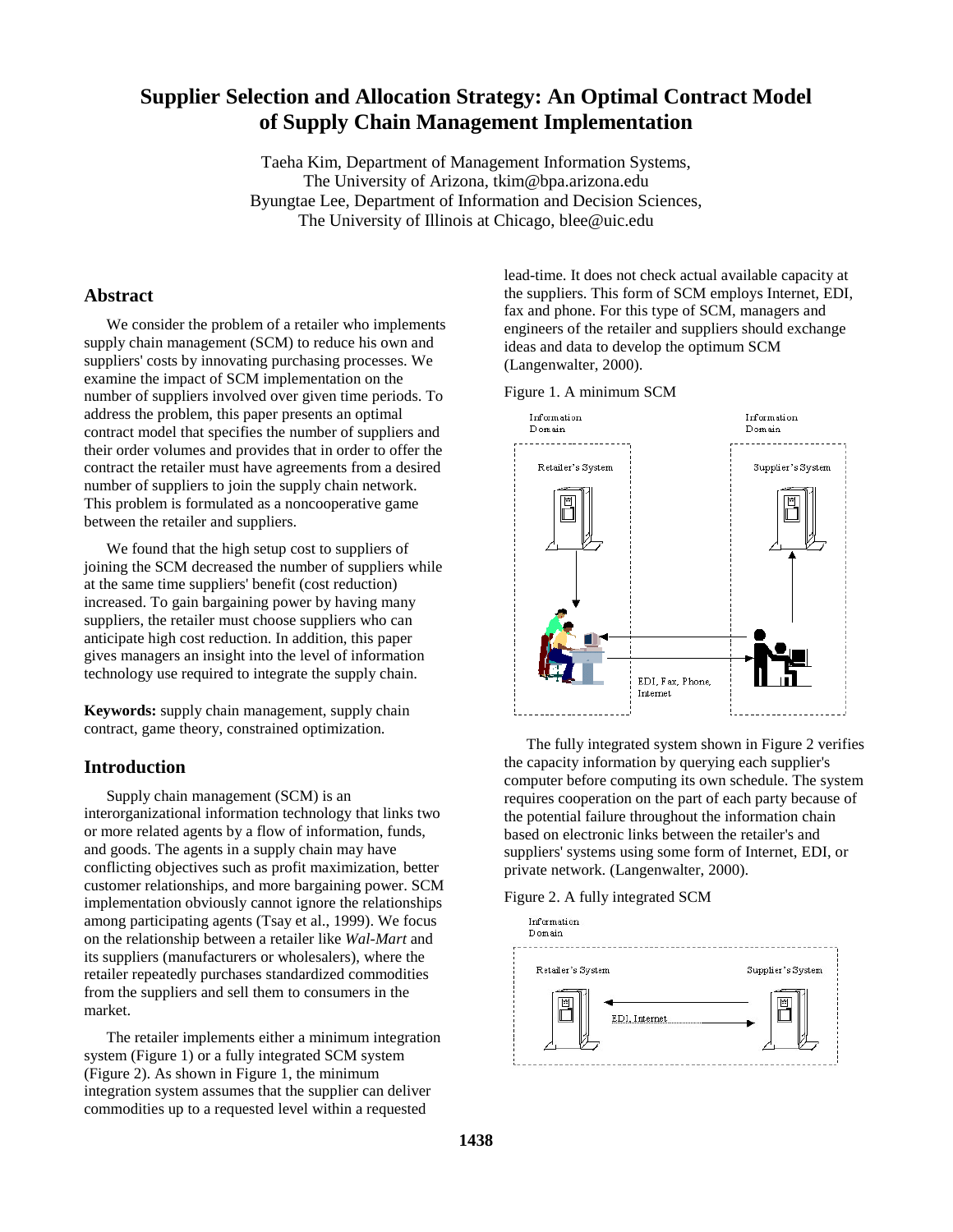# Supplier Selection and Allocation Strategy: An Optimal Contract Model of Supply Chain Management Implementation

Taeha Kim, Department of Management Information Systems, The University of Arizona, tkim@bpa.arizona.edu
Byungtae Lee, Department of Information and Decision Sciences, The University of Illinois at Chicago, blee@uic.edu

## Abstract

We consider the problem of a retailer who implements supply chain management (SCM) to reduce his own and suppliers' costs by innovating purchasing processes. We examine the impact of SCM implementation on the number of suppliers involved over given time periods. To address the problem, this paper presents an optimal contract model that specifies the number of suppliers and their order volumes and provides that in order to offer the contract the retailer must have agreements from a desired number of suppliers to join the supply chain network. This problem is formulated as a noncooperative game between the retailer and suppliers.

We found that the high setup cost to suppliers of joining the SCM decreased the number of suppliers while at the same time suppliers' benefit (cost reduction) increased. To gain bargaining power by having many suppliers, the retailer must choose suppliers who can anticipate high cost reduction. In addition, this paper gives managers an insight into the level of information technology use required to integrate the supply chain.

**Keywords:** supply chain management, supply chain contract, game theory, constrained optimization.

## Introduction

Supply chain management (SCM) is an interorganizational information technology that links two or more related agents by a flow of information, funds, and goods. The agents in a supply chain may have conflicting objectives such as profit maximization, better customer relationships, and more bargaining power. SCM implementation obviously cannot ignore the relationships among participating agents (Tsay et al., 1999). We focus on the relationship between a retailer like *Wal-Mart* and its suppliers (manufacturers or wholesalers), where the retailer repeatedly purchases standardized commodities from the suppliers and sell them to consumers in the market.

The retailer implements either a minimum integration system (Figure 1) or a fully integrated SCM system (Figure 2). As shown in Figure 1, the minimum integration system assumes that the supplier can deliver commodities up to a requested level within a requested lead-time. It does not check actual available capacity at the suppliers. This form of SCM employs Internet, EDI, fax and phone. For this type of SCM, managers and engineers of the retailer and suppliers should exchange ideas and data to develop the optimum SCM (Langenwalter, 2000).

Figure 1. A minimum SCM

The fully integrated system shown in Figure 2 verifies the capacity information by querying each supplier's computer before computing its own schedule. The system requires cooperation on the part of each party because of the potential failure throughout the information chain based on electronic links between the retailer's and suppliers' systems using some form of Internet, EDI, or private network. (Langenwalter, 2000).

Figure 2. A fully integrated SCM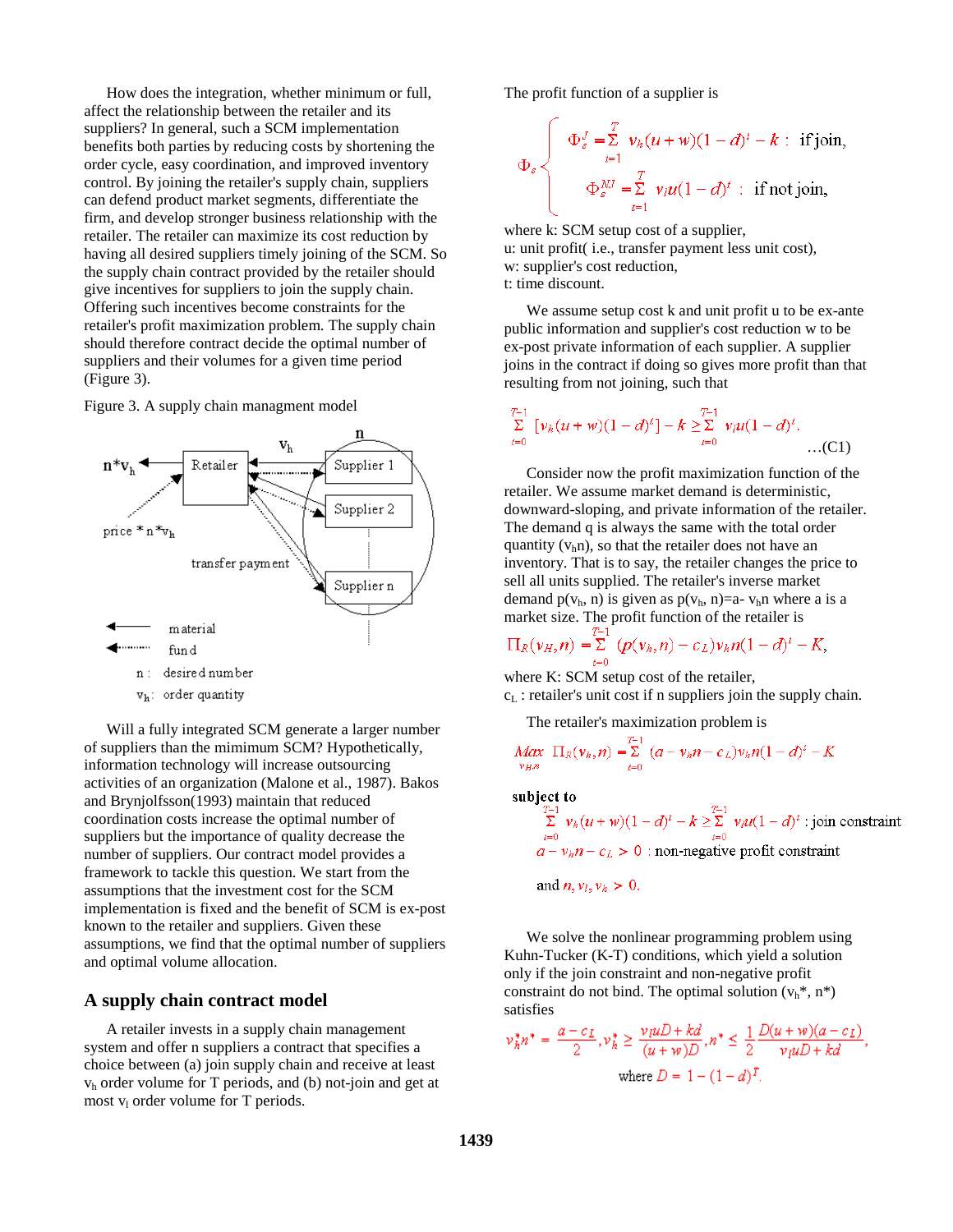How does the integration, whether minimum or full, affect the relationship between the retailer and its suppliers? In general, such a SCM implementation benefits both parties by reducing costs by shortening the order cycle, easy coordination, and improved inventory control. By joining the retailer's supply chain, suppliers can defend product market segments, differentiate the firm, and develop stronger business relationship with the retailer. The retailer can maximize its cost reduction by having all desired suppliers timely joining of the SCM. So the supply chain contract provided by the retailer should give incentives for suppliers to join the supply chain. Offering such incentives become constraints for the retailer's profit maximization problem. The supply chain should therefore contract decide the optimal number of suppliers and their volumes for a given time period (Figure 3).

Figure 3. A supply chain managment model

Will a fully integrated SCM generate a larger number of suppliers than the mimimum SCM? Hypothetically, information technology will increase outsourcing activities of an organization (Malone et al., 1987). Bakos and Brynjolfsson(1993) maintain that reduced coordination costs increase the optimal number of suppliers but the importance of quality decrease the number of suppliers. Our contract model provides a framework to tackle this question. We start from the assumptions that the investment cost for the SCM implementation is fixed and the benefit of SCM is ex-post known to the retailer and suppliers. Given these assumptions, we find that the optimal number of suppliers and optimal volume allocation.

## A supply chain contract model

A retailer invests in a supply chain management system and offer n suppliers a contract that specifies a choice between (a) join supply chain and receive at least $v_h$ order volume for T periods, and (b) not-join and get at most $v_l$ order volume for T periods.

The profit function of a supplier is

$$\Phi_s \begin{cases} \Phi_s^J = \sum_{t=1}^{T} v_h(u+w)(1-d)^t - k : & \text{if join,} \\ \Phi_s^{NJ} = \sum_{t=1}^{T} v_l u(1-d)^t : & \text{if not join,} \end{cases}$$

where k: SCM setup cost of a supplier,
u: unit profit( i.e., transfer payment less unit cost),
w: supplier's cost reduction,
t: time discount.

We assume setup cost k and unit profit u to be ex-ante public information and supplier's cost reduction w to be ex-post private information of each supplier. A supplier joins in the contract if doing so gives more profit than that resulting from not joining, such that

$$\sum_{t=0}^{T-1} [v_h(u+w)(1-d)^t] - k \geq \sum_{t=0}^{T-1} v_l u(1-d)^t. \qquad \text{…(C1)}$$

Consider now the profit maximization function of the retailer. We assume market demand is deterministic, downward-sloping, and private information of the retailer. The demand q is always the same with the total order quantity ($v_h n$), so that the retailer does not have an inventory. That is to say, the retailer changes the price to sell all units supplied. The retailer's inverse market demand $p(v_h, n)$ is given as $p(v_h, n) = a - v_h n$ where a is a market size. The profit function of the retailer is

$$\Pi_R(v_H, n) = \sum_{t=0}^{T-1} (p(v_h, n) - c_L) v_h n (1-d)^t - K,$$

where K: SCM setup cost of the retailer,
$c_L$ : retailer's unit cost if n suppliers join the supply chain.

The retailer's maximization problem is

$$\underset{v_H, n}{Max}\ \Pi_R(v_h, n) = \sum_{t=0}^{T-1} (a - v_h n - c_L) v_h n (1-d)^t - K$$

**subject to**

$$\sum_{t=0}^{T-1} v_h(u+w)(1-d)^t - k \geq \sum_{t=0}^{T-1} v_l u(1-d)^t : \text{join constraint}$$

$$a - v_h n - c_L > 0 : \text{non-negative profit constraint}$$

$$\text{and } n, v_l, v_h > 0.$$

We solve the nonlinear programming problem using Kuhn-Tucker (K-T) conditions, which yield a solution only if the join constraint and non-negative profit constraint do not bind. The optimal solution ($v_h^*$, $n^*$) satisfies

$$v_h^* n^* = \frac{a - c_L}{2}, v_h^* \geq \frac{v_l u D + kd}{(u+w)D}, n^* \leq \frac{1}{2} \frac{D(u+w)(a - c_L)}{v_l u D + kd},$$

$$\text{where } D = 1 - (1-d)^T.$$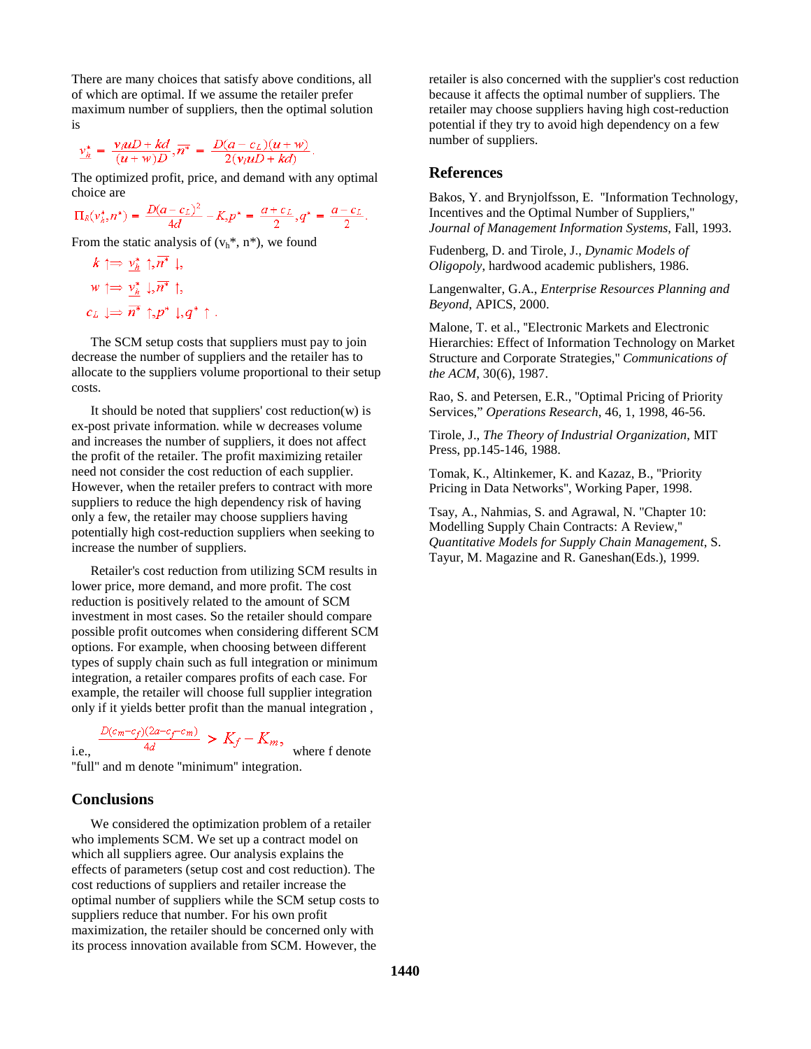There are many choices that satisfy above conditions, all of which are optimal. If we assume the retailer prefer maximum number of suppliers, then the optimal solution is

$$\underline{v_h^*} = \frac{v_l u D + kd}{(u+w)D}, \overline{n^*} = \frac{D(a - c_L)(u+w)}{2(v_l u D + kd)}.$$

The optimized profit, price, and demand with any optimal choice are

$$\Pi_R(v_h^*, n^*) = \frac{D(a - c_L)^2}{4d} - K, p^* = \frac{a + c_L}{2}, q^* = \frac{a - c_L}{2}.$$

From the static analysis of ($v_h$*, n*), we found

$$k \uparrow \Rightarrow \underline{v_h^*} \uparrow, \overline{n^*} \downarrow,$$

$$w \uparrow \Rightarrow \underline{v_h^*} \downarrow, \overline{n^*} \uparrow,$$

$$c_L \downarrow \Rightarrow \overline{n^*} \uparrow, p^* \downarrow, q^* \uparrow.$$

The SCM setup costs that suppliers must pay to join decrease the number of suppliers and the retailer has to allocate to the suppliers volume proportional to their setup costs.

It should be noted that suppliers' cost reduction(w) is ex-post private information. while w decreases volume and increases the number of suppliers, it does not affect the profit of the retailer. The profit maximizing retailer need not consider the cost reduction of each supplier. However, when the retailer prefers to contract with more suppliers to reduce the high dependency risk of having only a few, the retailer may choose suppliers having potentially high cost-reduction suppliers when seeking to increase the number of suppliers.

Retailer's cost reduction from utilizing SCM results in lower price, more demand, and more profit. The cost reduction is positively related to the amount of SCM investment in most cases. So the retailer should compare possible profit outcomes when considering different SCM options. For example, when choosing between different types of supply chain such as full integration or minimum integration, a retailer compares profits of each case. For example, the retailer will choose full supplier integration only if it yields better profit than the manual integration , i.e., $\frac{D(c_m - c_f)(2a - c_f - c_m)}{4d} > K_f - K_m$, where f denote "full" and m denote "minimum" integration.

## Conclusions

We considered the optimization problem of a retailer who implements SCM. We set up a contract model on which all suppliers agree. Our analysis explains the effects of parameters (setup cost and cost reduction). The cost reductions of suppliers and retailer increase the optimal number of suppliers while the SCM setup costs to suppliers reduce that number. For his own profit maximization, the retailer should be concerned only with its process innovation available from SCM. However, the retailer is also concerned with the supplier's cost reduction because it affects the optimal number of suppliers. The retailer may choose suppliers having high cost-reduction potential if they try to avoid high dependency on a few number of suppliers.

## References

Bakos, Y. and Brynjolfsson, E. "Information Technology, Incentives and the Optimal Number of Suppliers," *Journal of Management Information Systems*, Fall, 1993.

Fudenberg, D. and Tirole, J., *Dynamic Models of Oligopoly*, hardwood academic publishers, 1986.

Langenwalter, G.A., *Enterprise Resources Planning and Beyond*, APICS, 2000.

Malone, T. et al., "Electronic Markets and Electronic Hierarchies: Effect of Information Technology on Market Structure and Corporate Strategies," *Communications of the ACM*, 30(6), 1987.

Rao, S. and Petersen, E.R., "Optimal Pricing of Priority Services," *Operations Research*, 46, 1, 1998, 46-56.

Tirole, J., *The Theory of Industrial Organization*, MIT Press, pp.145-146, 1988.

Tomak, K., Altinkemer, K. and Kazaz, B., "Priority Pricing in Data Networks", Working Paper, 1998.

Tsay, A., Nahmias, S. and Agrawal, N. "Chapter 10: Modelling Supply Chain Contracts: A Review," *Quantitative Models for Supply Chain Management*, S. Tayur, M. Magazine and R. Ganeshan(Eds.), 1999.